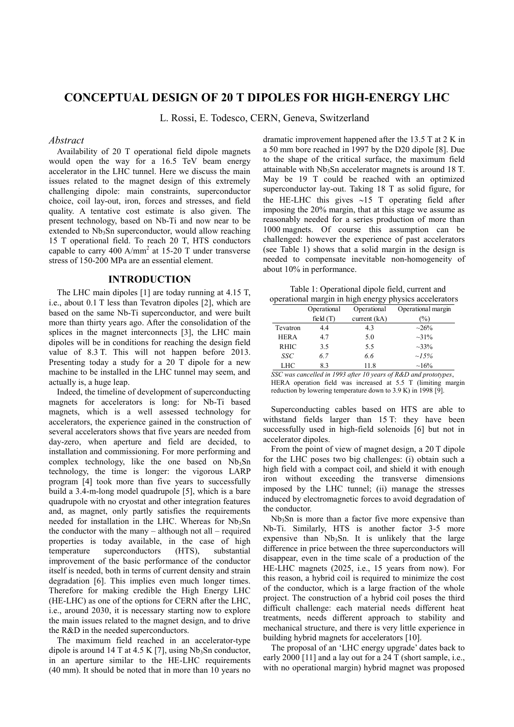# CONCEPTUAL DESIGN OF 20 T DIPOLES FOR HIGH-ENERGY LHC

L. Rossi, E. Todesco, CERN, Geneva, Switzerland

## *Abstract*

Availability of 20 T operational field dipole magnets would open the way for a 16.5 TeV beam energy accelerator in the LHC tunnel. Here we discuss the main issues related to the magnet design of this extremely challenging dipole: main constraints, superconductor choice, coil lay-out, iron, forces and stresses, and field quality. A tentative cost estimate is also given. The present technology, based on Nb-Ti and now near to be extended to $Nb_3Sn$ superconductor, would allow reaching 15 T operational field. To reach 20 T, HTS conductors capable to carry 400 A/mm$^2$ at 15-20 T under transverse stress of 150-200 MPa are an essential element.

## INTRODUCTION

The LHC main dipoles [1] are today running at 4.15 T, i.e., about 0.1 T less than Tevatron dipoles [2], which are based on the same Nb-Ti superconductor, and were built more than thirty years ago. After the consolidation of the splices in the magnet interconnects [3], the LHC main dipoles will be in conditions for reaching the design field value of 8.3 T. This will not happen before 2013. Presenting today a study for a 20 T dipole for a new machine to be installed in the LHC tunnel may seem, and actually is, a huge leap.

Indeed, the timeline of development of superconducting magnets for accelerators is long: for Nb-Ti based magnets, which is a well assessed technology for accelerators, the experience gained in the construction of several accelerators shows that five years are needed from day-zero, when aperture and field are decided, to installation and commissioning. For more performing and complex technology, like the one based on $Nb_3Sn$ technology, the time is longer: the vigorous LARP program [4] took more than five years to successfully build a 3.4-m-long model quadrupole [5], which is a bare quadrupole with no cryostat and other integration features and, as magnet, only partly satisfies the requirements needed for installation in the LHC. Whereas for $Nb_3Sn$ the conductor with the many – although not all – required properties is today available, in the case of high temperature superconductors (HTS), substantial improvement of the basic performance of the conductor itself is needed, both in terms of current density and strain degradation [6]. This implies even much longer times. Therefore for making credible the High Energy LHC (HE-LHC) as one of the options for CERN after the LHC, i.e., around 2030, it is necessary starting now to explore the main issues related to the magnet design, and to drive the R&D in the needed superconductors.

The maximum field reached in an accelerator-type dipole is around 14 T at 4.5 K [7], using $Nb_3Sn$ conductor, in an aperture similar to the HE-LHC requirements (40 mm). It should be noted that in more than 10 years no dramatic improvement happened after the 13.5 T at 2 K in a 50 mm bore reached in 1997 by the D20 dipole [8]. Due to the shape of the critical surface, the maximum field attainable with $Nb_3Sn$ accelerator magnets is around 18 T. May be 19 T could be reached with an optimized superconductor lay-out. Taking 18 T as solid figure, for the HE-LHC this gives ~15 T operating field after imposing the 20% margin, that at this stage we assume as reasonably needed for a series production of more than 1000 magnets. Of course this assumption can be challenged: however the experience of past accelerators (see Table 1) shows that a solid margin in the design is needed to compensate inevitable non-homogeneity of about 10% in performance.

Table 1: Operational dipole field, current and operational margin in high energy physics accelerators

| | Operational field (T) | Operational current (kA) | Operational margin (%) |
|---|---|---|---|
| Tevatron | 4.4 | 4.3 | ~26% |
| HERA | 4.7 | 5.0 | ~31% |
| RHIC | 3.5 | 5.5 | ~33% |
| *SSC* | *6.7* | *6.6* | *~15%* |
| LHC | 8.3 | 11.8 | ~16% |

*SSC was cancelled in 1993 after 10 years of R&D and prototypes*, HERA operation field was increased at 5.5 T (limiting margin reduction by lowering temperature down to 3.9 K) in 1998 [9].

Superconducting cables based on HTS are able to withstand fields larger than 15 T: they have been successfully used in high-field solenoids [6] but not in accelerator dipoles.

From the point of view of magnet design, a 20 T dipole for the LHC poses two big challenges: (i) obtain such a high field with a compact coil, and shield it with enough iron without exceeding the transverse dimensions imposed by the LHC tunnel; (ii) manage the stresses induced by electromagnetic forces to avoid degradation of the conductor.

$Nb_3Sn$ is more than a factor five more expensive than Nb-Ti. Similarly, HTS is another factor 3-5 more expensive than $Nb_3Sn$. It is unlikely that the large difference in price between the three superconductors will disappear, even in the time scale of a production of the HE-LHC magnets (2025, i.e., 15 years from now). For this reason, a hybrid coil is required to minimize the cost of the conductor, which is a large fraction of the whole project. The construction of a hybrid coil poses the third difficult challenge: each material needs different heat treatments, needs different approach to stability and mechanical structure, and there is very little experience in building hybrid magnets for accelerators [10].

The proposal of an 'LHC energy upgrade' dates back to early 2000 [11] and a lay out for a 24 T (short sample, i.e., with no operational margin) hybrid magnet was proposed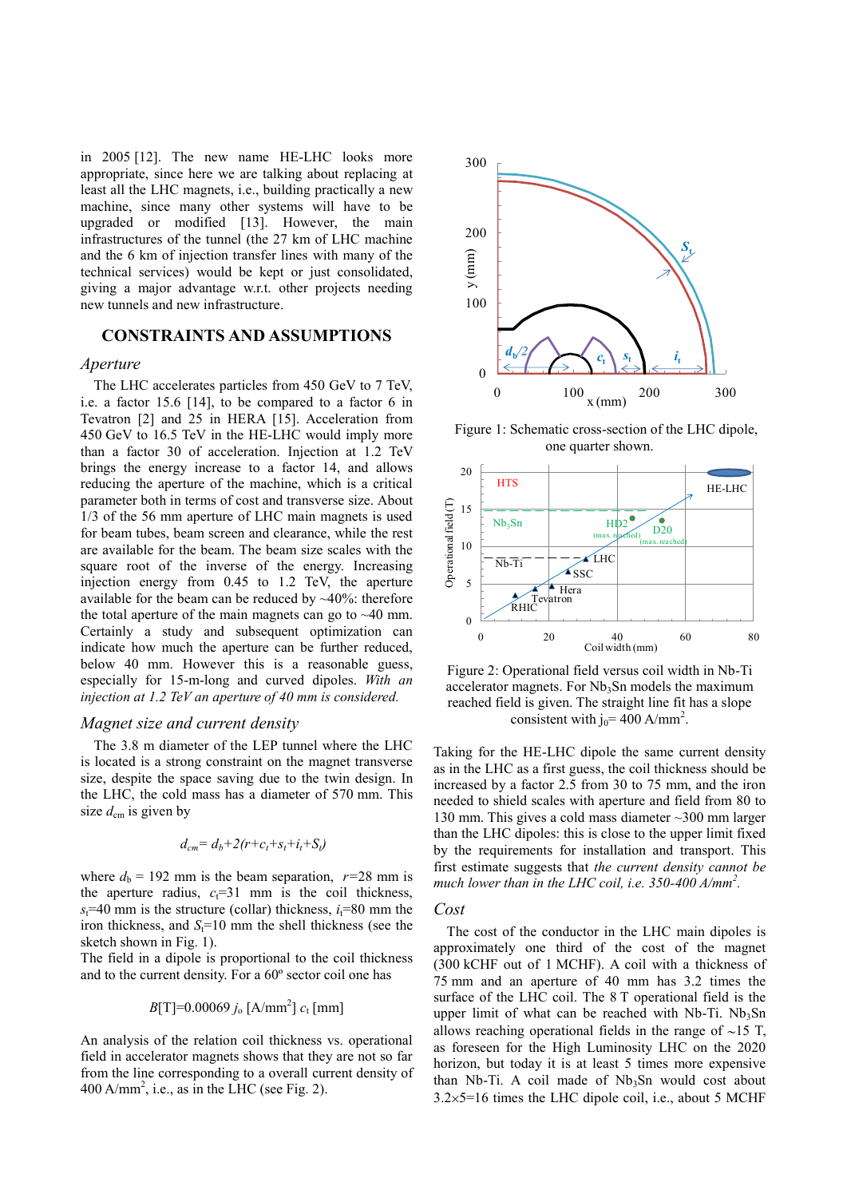in 2005 [12]. The new name HE-LHC looks more appropriate, since here we are talking about replacing at least all the LHC magnets, i.e., building practically a new machine, since many other systems will have to be upgraded or modified [13]. However, the main infrastructures of the tunnel (the 27 km of LHC machine and the 6 km of injection transfer lines with many of the technical services) would be kept or just consolidated, giving a major advantage w.r.t. other projects needing new tunnels and new infrastructure.

## CONSTRAINTS AND ASSUMPTIONS

### *Aperture*

The LHC accelerates particles from 450 GeV to 7 TeV, i.e. a factor 15.6 [14], to be compared to a factor 6 in Tevatron [2] and 25 in HERA [15]. Acceleration from 450 GeV to 16.5 TeV in the HE-LHC would imply more than a factor 30 of acceleration. Injection at 1.2 TeV brings the energy increase to a factor 14, and allows reducing the aperture of the machine, which is a critical parameter both in terms of cost and transverse size. About 1/3 of the 56 mm aperture of LHC main magnets is used for beam tubes, beam screen and clearance, while the rest are available for the beam. The beam size scales with the square root of the inverse of the energy. Increasing injection energy from 0.45 to 1.2 TeV, the aperture available for the beam can be reduced by ~40%: therefore the total aperture of the main magnets can go to ~40 mm. Certainly a study and subsequent optimization can indicate how much the aperture can be further reduced, below 40 mm. However this is a reasonable guess, especially for 15-m-long and curved dipoles. *With an injection at 1.2 TeV an aperture of 40 mm is considered.*

### *Magnet size and current density*

The 3.8 m diameter of the LEP tunnel where the LHC is located is a strong constraint on the magnet transverse size, despite the space saving due to the twin design. In the LHC, the cold mass has a diameter of 570 mm. This size $d_{cm}$ is given by

$$d_{cm} = d_b + 2(r + c_t + s_t + i_t + S_t)$$

where $d_b$ = 192 mm is the beam separation, $r$=28 mm is the aperture radius, $c_t$=31 mm is the coil thickness, $s_t$=40 mm is the structure (collar) thickness, $i_t$=80 mm the iron thickness, and $S_t$=10 mm the shell thickness (see the sketch shown in Fig. 1).

The field in a dipole is proportional to the coil thickness and to the current density. For a 60º sector coil one has

$$B[\mathrm{T}] = 0.00069\ j_o\ [\mathrm{A/mm^2}]\ c_t\ [\mathrm{mm}]$$

An analysis of the relation coil thickness vs. operational field in accelerator magnets shows that they are not so far from the line corresponding to a overall current density of 400 A/mm$^2$, i.e., as in the LHC (see Fig. 2).

Figure 1: Schematic cross-section of the LHC dipole, one quarter shown.

Figure 2: Operational field versus coil width in Nb-Ti accelerator magnets. For $Nb_3Sn$ models the maximum reached field is given. The straight line fit has a slope consistent with $j_0$= 400 A/mm$^2$.

Taking for the HE-LHC dipole the same current density as in the LHC as a first guess, the coil thickness should be increased by a factor 2.5 from 30 to 75 mm, and the iron needed to shield scales with aperture and field from 80 to 130 mm. This gives a cold mass diameter ~300 mm larger than the LHC dipoles: this is close to the upper limit fixed by the requirements for installation and transport. This first estimate suggests that *the current density cannot be much lower than in the LHC coil, i.e. 350-400 A/mm$^2$.*

### *Cost*

The cost of the conductor in the LHC main dipoles is approximately one third of the cost of the magnet (300 kCHF out of 1 MCHF). A coil with a thickness of 75 mm and an aperture of 40 mm has 3.2 times the surface of the LHC coil. The 8 T operational field is the upper limit of what can be reached with Nb-Ti. $Nb_3Sn$ allows reaching operational fields in the range of ~15 T, as foreseen for the High Luminosity LHC on the 2020 horizon, but today it is at least 5 times more expensive than Nb-Ti. A coil made of $Nb_3Sn$ would cost about 3.2×5=16 times the LHC dipole coil, i.e., about 5 MCHF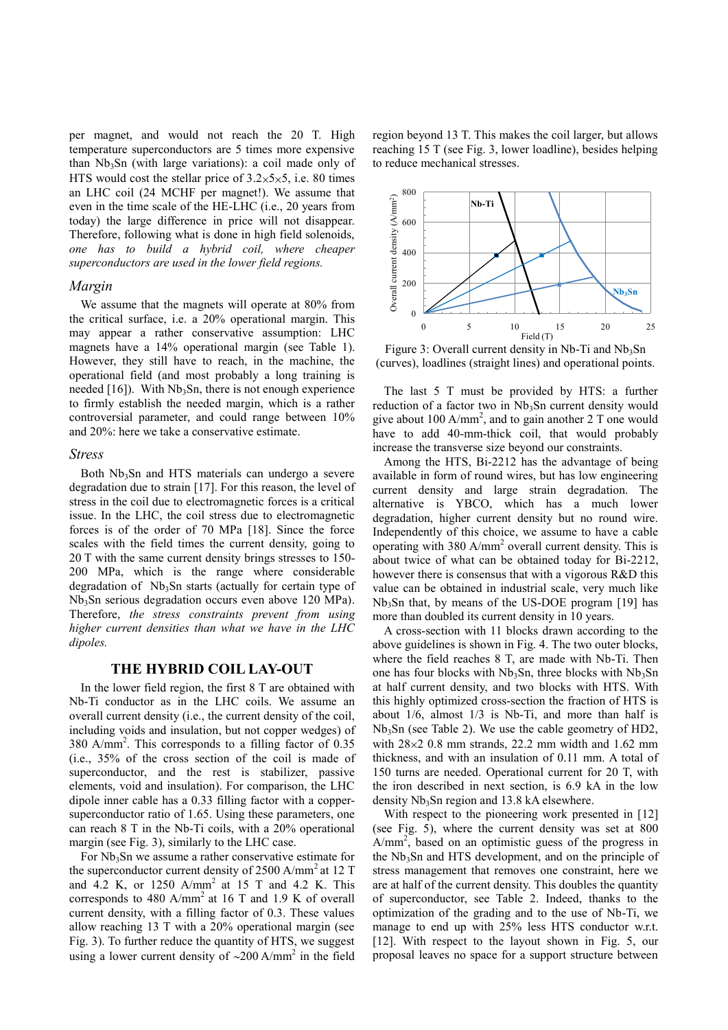per magnet, and would not reach the 20 T. High temperature superconductors are 5 times more expensive than $Nb_3Sn$ (with large variations): a coil made only of HTS would cost the stellar price of 3.2×5×5, i.e. 80 times an LHC coil (24 MCHF per magnet!). We assume that even in the time scale of the HE-LHC (i.e., 20 years from today) the large difference in price will not disappear. Therefore, following what is done in high field solenoids, *one has to build a hybrid coil, where cheaper superconductors are used in the lower field regions.*

### Margin

We assume that the magnets will operate at 80% from the critical surface, i.e. a 20% operational margin. This may appear a rather conservative assumption: LHC magnets have a 14% operational margin (see Table 1). However, they still have to reach, in the machine, the operational field (and most probably a long training is needed [16]). With $Nb_3Sn$, there is not enough experience to firmly establish the needed margin, which is a rather controversial parameter, and could range between 10% and 20%: here we take a conservative estimate.

### Stress

Both $Nb_3Sn$ and HTS materials can undergo a severe degradation due to strain [17]. For this reason, the level of stress in the coil due to electromagnetic forces is a critical issue. In the LHC, the coil stress due to electromagnetic forces is of the order of 70 MPa [18]. Since the force scales with the field times the current density, going to 20 T with the same current density brings stresses to 150-200 MPa, which is the range where considerable degradation of $Nb_3Sn$ starts (actually for certain type of $Nb_3Sn$ serious degradation occurs even above 120 MPa). Therefore, *the stress constraints prevent from using higher current densities than what we have in the LHC dipoles.*

## THE HYBRID COIL LAY-OUT

In the lower field region, the first 8 T are obtained with Nb-Ti conductor as in the LHC coils. We assume an overall current density (i.e., the current density of the coil, including voids and insulation, but not copper wedges) of 380 A/mm$^2$. This corresponds to a filling factor of 0.35 (i.e., 35% of the cross section of the coil is made of superconductor, and the rest is stabilizer, passive elements, void and insulation). For comparison, the LHC dipole inner cable has a 0.33 filling factor with a copper-superconductor ratio of 1.65. Using these parameters, one can reach 8 T in the Nb-Ti coils, with a 20% operational margin (see Fig. 3), similarly to the LHC case.

For $Nb_3Sn$ we assume a rather conservative estimate for the superconductor current density of 2500 A/mm$^2$ at 12 T and 4.2 K, or 1250 A/mm$^2$ at 15 T and 4.2 K. This corresponds to 480 A/mm$^2$ at 16 T and 1.9 K of overall current density, with a filling factor of 0.3. These values allow reaching 13 T with a 20% operational margin (see Fig. 3). To further reduce the quantity of HTS, we suggest using a lower current density of ~200 A/mm$^2$ in the field region beyond 13 T. This makes the coil larger, but allows reaching 15 T (see Fig. 3, lower loadline), besides helping to reduce mechanical stresses.

Figure 3: Overall current density in Nb-Ti and $Nb_3Sn$ (curves), loadlines (straight lines) and operational points.

The last 5 T must be provided by HTS: a further reduction of a factor two in $Nb_3Sn$ current density would give about 100 A/mm$^2$, and to gain another 2 T one would have to add 40-mm-thick coil, that would probably increase the transverse size beyond our constraints.

Among the HTS, Bi-2212 has the advantage of being available in form of round wires, but has low engineering current density and large strain degradation. The alternative is YBCO, which has a much lower degradation, higher current density but no round wire. Independently of this choice, we assume to have a cable operating with 380 A/mm$^2$ overall current density. This is about twice of what can be obtained today for Bi-2212, however there is consensus that with a vigorous R&D this value can be obtained in industrial scale, very much like $Nb_3Sn$ that, by means of the US-DOE program [19] has more than doubled its current density in 10 years.

A cross-section with 11 blocks drawn according to the above guidelines is shown in Fig. 4. The two outer blocks, where the field reaches 8 T, are made with Nb-Ti. Then one has four blocks with $Nb_3Sn$, three blocks with $Nb_3Sn$ at half current density, and two blocks with HTS. With this highly optimized cross-section the fraction of HTS is about 1/6, almost 1/3 is Nb-Ti, and more than half is $Nb_3Sn$ (see Table 2). We use the cable geometry of HD2, with 28×2 0.8 mm strands, 22.2 mm width and 1.62 mm thickness, and with an insulation of 0.11 mm. A total of 150 turns are needed. Operational current for 20 T, with the iron described in next section, is 6.9 kA in the low density $Nb_3Sn$ region and 13.8 kA elsewhere.

With respect to the pioneering work presented in [12] (see Fig. 5), where the current density was set at 800 A/mm$^2$, based on an optimistic guess of the progress in the $Nb_3Sn$ and HTS development, and on the principle of stress management that removes one constraint, here we are at half of the current density. This doubles the quantity of superconductor, see Table 2. Indeed, thanks to the optimization of the grading and to the use of Nb-Ti, we manage to end up with 25% less HTS conductor w.r.t. [12]. With respect to the layout shown in Fig. 5, our proposal leaves no space for a support structure between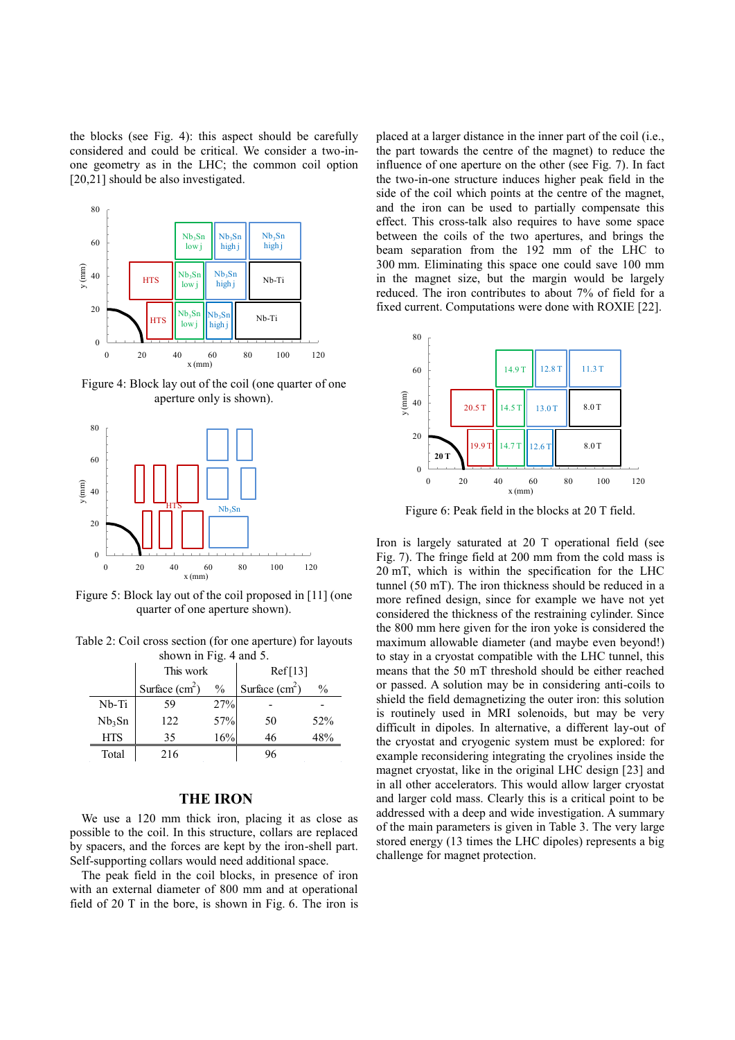the blocks (see Fig. 4): this aspect should be carefully considered and could be critical. We consider a two-in-one geometry as in the LHC; the common coil option [20,21] should be also investigated.

Figure 4: Block lay out of the coil (one quarter of one aperture only is shown).

Figure 5: Block lay out of the coil proposed in [11] (one quarter of one aperture shown).

Table 2: Coil cross section (for one aperture) for layouts shown in Fig. 4 and 5.

| | This work | | Ref [13] | |
|---|---|---|---|---|
| | Surface ($cm^2$) | % | Surface ($cm^2$) | % |
| Nb-Ti | 59 | 27% | - | - |
| $Nb_3Sn$ | 122 | 57% | 50 | 52% |
| HTS | 35 | 16% | 46 | 48% |
| Total | 216 | | 96 | |

## THE IRON

We use a 120 mm thick iron, placing it as close as possible to the coil. In this structure, collars are replaced by spacers, and the forces are kept by the iron-shell part. Self-supporting collars would need additional space.

The peak field in the coil blocks, in presence of iron with an external diameter of 800 mm and at operational field of 20 T in the bore, is shown in Fig. 6. The iron is placed at a larger distance in the inner part of the coil (i.e., the part towards the centre of the magnet) to reduce the influence of one aperture on the other (see Fig. 7). In fact the two-in-one structure induces higher peak field in the side of the coil which points at the centre of the magnet, and the iron can be used to partially compensate this effect. This cross-talk also requires to have some space between the coils of the two apertures, and brings the beam separation from the 192 mm of the LHC to 300 mm. Eliminating this space one could save 100 mm in the magnet size, but the margin would be largely reduced. The iron contributes to about 7% of field for a fixed current. Computations were done with ROXIE [22].

Figure 6: Peak field in the blocks at 20 T field.

Iron is largely saturated at 20 T operational field (see Fig. 7). The fringe field at 200 mm from the cold mass is 20 mT, which is within the specification for the LHC tunnel (50 mT). The iron thickness should be reduced in a more refined design, since for example we have not yet considered the thickness of the restraining cylinder. Since the 800 mm here given for the iron yoke is considered the maximum allowable diameter (and maybe even beyond!) to stay in a cryostat compatible with the LHC tunnel, this means that the 50 mT threshold should be either reached or passed. A solution may be in considering anti-coils to shield the field demagnetizing the outer iron: this solution is routinely used in MRI solenoids, but may be very difficult in dipoles. In alternative, a different lay-out of the cryostat and cryogenic system must be explored: for example reconsidering integrating the cryolines inside the magnet cryostat, like in the original LHC design [23] and in all other accelerators. This would allow larger cryostat and larger cold mass. Clearly this is a critical point to be addressed with a deep and wide investigation. A summary of the main parameters is given in Table 3. The very large stored energy (13 times the LHC dipoles) represents a big challenge for magnet protection.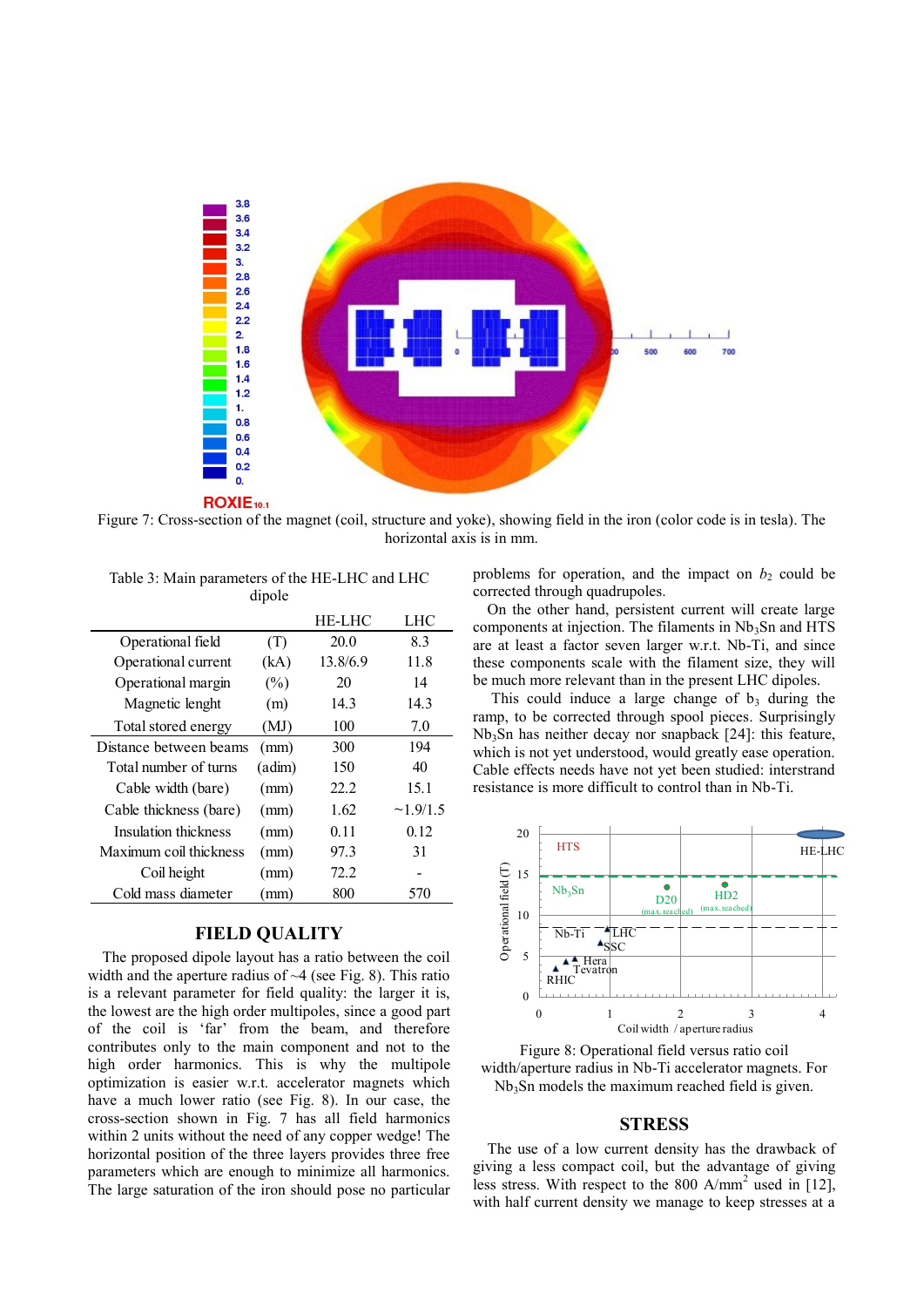Figure 7: Cross-section of the magnet (coil, structure and yoke), showing field in the iron (color code is in tesla). The horizontal axis is in mm.

Table 3: Main parameters of the HE-LHC and LHC dipole

| | | HE-LHC | LHC |
|---|---|---|---|
| Operational field | (T) | 20.0 | 8.3 |
| Operational current | (kA) | 13.8/6.9 | 11.8 |
| Operational margin | (%) | 20 | 14 |
| Magnetic lenght | (m) | 14.3 | 14.3 |
| Total stored energy | (MJ) | 100 | 7.0 |
| Distance between beams | (mm) | 300 | 194 |
| Total number of turns | (adim) | 150 | 40 |
| Cable width (bare) | (mm) | 22.2 | 15.1 |
| Cable thickness (bare) | (mm) | 1.62 | ~1.9/1.5 |
| Insulation thickness | (mm) | 0.11 | 0.12 |
| Maximum coil thickness | (mm) | 97.3 | 31 |
| Coil height | (mm) | 72.2 | - |
| Cold mass diameter | (mm) | 800 | 570 |

## FIELD QUALITY

The proposed dipole layout has a ratio between the coil width and the aperture radius of ~4 (see Fig. 8). This ratio is a relevant parameter for field quality: the larger it is, the lowest are the high order multipoles, since a good part of the coil is 'far' from the beam, and therefore contributes only to the main component and not to the high order harmonics. This is why the multipole optimization is easier w.r.t. accelerator magnets which have a much lower ratio (see Fig. 8). In our case, the cross-section shown in Fig. 7 has all field harmonics within 2 units without the need of any copper wedge! The horizontal position of the three layers provides three free parameters which are enough to minimize all harmonics. The large saturation of the iron should pose no particular problems for operation, and the impact on $b_2$ could be corrected through quadrupoles.

On the other hand, persistent current will create large components at injection. The filaments in $Nb_3Sn$ and HTS are at least a factor seven larger w.r.t. Nb-Ti, and since these components scale with the filament size, they will be much more relevant than in the present LHC dipoles.

This could induce a large change of $b_3$ during the ramp, to be corrected through spool pieces. Surprisingly $Nb_3Sn$ has neither decay nor snapback [24]: this feature, which is not yet understood, would greatly ease operation. Cable effects needs have not yet been studied: interstrand resistance is more difficult to control than in Nb-Ti.

Figure 8: Operational field versus ratio coil width/aperture radius in Nb-Ti accelerator magnets. For $Nb_3Sn$ models the maximum reached field is given.

## STRESS

The use of a low current density has the drawback of giving a less compact coil, but the advantage of giving less stress. With respect to the 800 A/mm$^2$ used in [12], with half current density we manage to keep stresses at a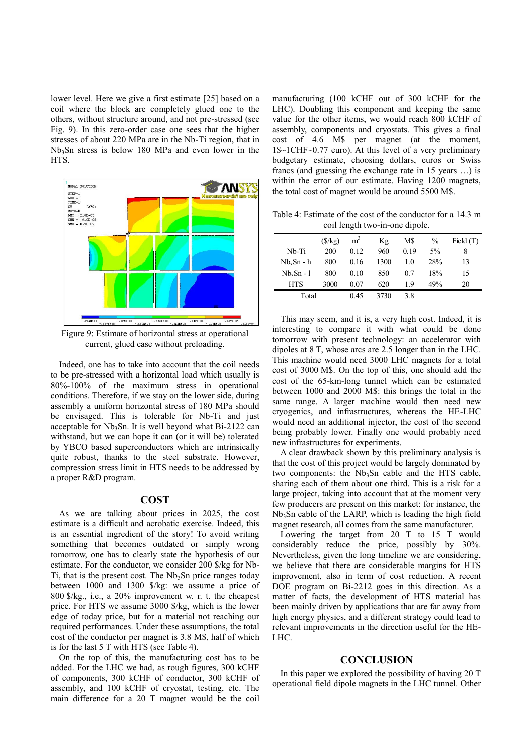lower level. Here we give a first estimate [25] based on a coil where the block are completely glued one to the others, without structure around, and not pre-stressed (see Fig. 9). In this zero-order case one sees that the higher stresses of about 220 MPa are in the Nb-Ti region, that in $Nb_3Sn$ stress is below 180 MPa and even lower in the HTS.

Figure 9: Estimate of horizontal stress at operational current, glued case without preloading.

Indeed, one has to take into account that the coil needs to be pre-stressed with a horizontal load which usually is 80%-100% of the maximum stress in operational conditions. Therefore, if we stay on the lower side, during assembly a uniform horizontal stress of 180 MPa should be envisaged. This is tolerable for Nb-Ti and just acceptable for $Nb_3Sn$. It is well beyond what Bi-2122 can withstand, but we can hope it can (or it will be) tolerated by YBCO based superconductors which are intrinsically quite robust, thanks to the steel substrate. However, compression stress limit in HTS needs to be addressed by a proper R&D program.

## COST

As we are talking about prices in 2025, the cost estimate is a difficult and acrobatic exercise. Indeed, this is an essential ingredient of the story! To avoid writing something that becomes outdated or simply wrong tomorrow, one has to clearly state the hypothesis of our estimate. For the conductor, we consider 200 $/kg for Nb-Ti, that is the present cost. The $Nb_3Sn$ price ranges today between 1000 and 1300 $/kg: we assume a price of 800 $/kg., i.e., a 20% improvement w. r. t. the cheapest price. For HTS we assume 3000 $/kg, which is the lower edge of today price, but for a material not reaching our required performances. Under these assumptions, the total cost of the conductor per magnet is 3.8 M$, half of which is for the last 5 T with HTS (see Table 4).

On the top of this, the manufacturing cost has to be added. For the LHC we had, as rough figures, 300 kCHF of components, 300 kCHF of conductor, 300 kCHF of assembly, and 100 kCHF of cryostat, testing, etc. The main difference for a 20 T magnet would be the coil manufacturing (100 kCHF out of 300 kCHF for the LHC). Doubling this component and keeping the same value for the other items, we would reach 800 kCHF of assembly, components and cryostats. This gives a final cost of 4.6 M$ per magnet (at the moment, 1$~1CHF~0.77 euro). At this level of a very preliminary budgetary estimate, choosing dollars, euros or Swiss francs (and guessing the exchange rate in 15 years …) is within the error of our estimate. Having 1200 magnets, the total cost of magnet would be around 5500 M$.

Table 4: Estimate of the cost of the conductor for a 14.3 m coil length two-in-one dipole.

| | ($/kg) | $m^3$ | Kg | M$ | % | Field (T) |
|---|---|---|---|---|---|---|
| Nb-Ti | 200 | 0.12 | 960 | 0.19 | 5% | 8 |
| $Nb_3Sn$ - h | 800 | 0.16 | 1300 | 1.0 | 28% | 13 |
| $Nb_3Sn$ - l | 800 | 0.10 | 850 | 0.7 | 18% | 15 |
| HTS | 3000 | 0.07 | 620 | 1.9 | 49% | 20 |
| Total | | 0.45 | 3730 | 3.8 | | |

This may seem, and it is, a very high cost. Indeed, it is interesting to compare it with what could be done tomorrow with present technology: an accelerator with dipoles at 8 T, whose arcs are 2.5 longer than in the LHC. This machine would need 3000 LHC magnets for a total cost of 3000 M$. On the top of this, one should add the cost of the 65-km-long tunnel which can be estimated between 1000 and 2000 M$: this brings the total in the same range. A larger machine would then need new cryogenics, and infrastructures, whereas the HE-LHC would need an additional injector, the cost of the second being probably lower. Finally one would probably need new infrastructures for experiments.

A clear drawback shown by this preliminary analysis is that the cost of this project would be largely dominated by two components: the $Nb_3Sn$ cable and the HTS cable, sharing each of them about one third. This is a risk for a large project, taking into account that at the moment very few producers are present on this market: for instance, the $Nb_3Sn$ cable of the LARP, which is leading the high field magnet research, all comes from the same manufacturer.

Lowering the target from 20 T to 15 T would considerably reduce the price, possibly by 30%. Nevertheless, given the long timeline we are considering, we believe that there are considerable margins for HTS improvement, also in term of cost reduction. A recent DOE program on Bi-2212 goes in this direction. As a matter of facts, the development of HTS material has been mainly driven by applications that are far away from high energy physics, and a different strategy could lead to relevant improvements in the direction useful for the HE-LHC.

## CONCLUSION

In this paper we explored the possibility of having 20 T operational field dipole magnets in the LHC tunnel. Other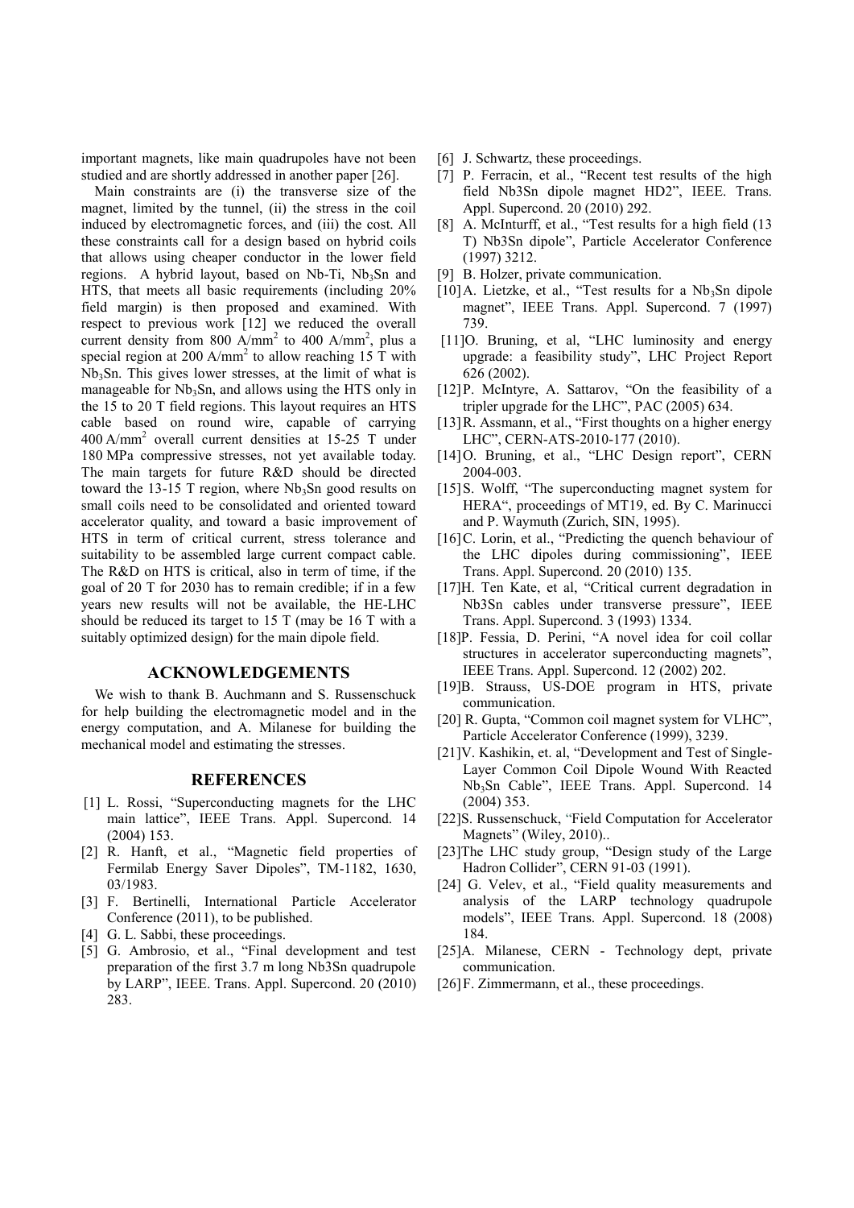important magnets, like main quadrupoles have not been studied and are shortly addressed in another paper [26].

Main constraints are (i) the transverse size of the magnet, limited by the tunnel, (ii) the stress in the coil induced by electromagnetic forces, and (iii) the cost. All these constraints call for a design based on hybrid coils that allows using cheaper conductor in the lower field regions. A hybrid layout, based on Nb-Ti, $Nb_3Sn$ and HTS, that meets all basic requirements (including 20% field margin) is then proposed and examined. With respect to previous work [12] we reduced the overall current density from 800 $A/mm^2$ to 400 $A/mm^2$, plus a special region at 200 $A/mm^2$ to allow reaching 15 T with $Nb_3Sn$. This gives lower stresses, at the limit of what is manageable for $Nb_3Sn$, and allows using the HTS only in the 15 to 20 T field regions. This layout requires an HTS cable based on round wire, capable of carrying 400 $A/mm^2$ overall current densities at 15-25 T under 180 MPa compressive stresses, not yet available today. The main targets for future R&D should be directed toward the 13-15 T region, where $Nb_3Sn$ good results on small coils need to be consolidated and oriented toward accelerator quality, and toward a basic improvement of HTS in term of critical current, stress tolerance and suitability to be assembled large current compact cable. The R&D on HTS is critical, also in term of time, if the goal of 20 T for 2030 has to remain credible; if in a few years new results will not be available, the HE-LHC should be reduced its target to 15 T (may be 16 T with a suitably optimized design) for the main dipole field.

## ACKNOWLEDGEMENTS

We wish to thank B. Auchmann and S. Russenschuck for help building the electromagnetic model and in the energy computation, and A. Milanese for building the mechanical model and estimating the stresses.

## REFERENCES

[1] L. Rossi, "Superconducting magnets for the LHC main lattice", IEEE Trans. Appl. Supercond. 14 (2004) 153.

[2] R. Hanft, et al., "Magnetic field properties of Fermilab Energy Saver Dipoles", TM-1182, 1630, 03/1983.

[3] F. Bertinelli, International Particle Accelerator Conference (2011), to be published.

[4] G. L. Sabbi, these proceedings.

[5] G. Ambrosio, et al., "Final development and test preparation of the first 3.7 m long Nb3Sn quadrupole by LARP", IEEE. Trans. Appl. Supercond. 20 (2010) 283.

[6] J. Schwartz, these proceedings.

[7] P. Ferracin, et al., "Recent test results of the high field Nb3Sn dipole magnet HD2", IEEE. Trans. Appl. Supercond. 20 (2010) 292.

[8] A. McInturff, et al., "Test results for a high field (13 T) Nb3Sn dipole", Particle Accelerator Conference (1997) 3212.

[9] B. Holzer, private communication.

[10] A. Lietzke, et al., "Test results for a $Nb_3Sn$ dipole magnet", IEEE Trans. Appl. Supercond. 7 (1997) 739.

[11] O. Bruning, et al, "LHC luminosity and energy upgrade: a feasibility study", LHC Project Report 626 (2002).

[12] P. McIntyre, A. Sattarov, "On the feasibility of a tripler upgrade for the LHC", PAC (2005) 634.

[13] R. Assmann, et al., "First thoughts on a higher energy LHC", CERN-ATS-2010-177 (2010).

[14] O. Bruning, et al., "LHC Design report", CERN 2004-003.

[15] S. Wolff, "The superconducting magnet system for HERA", proceedings of MT19, ed. By C. Marinucci and P. Waymuth (Zurich, SIN, 1995).

[16] C. Lorin, et al., "Predicting the quench behaviour of the LHC dipoles during commissioning", IEEE Trans. Appl. Supercond. 20 (2010) 135.

[17] H. Ten Kate, et al, "Critical current degradation in Nb3Sn cables under transverse pressure", IEEE Trans. Appl. Supercond. 3 (1993) 1334.

[18] P. Fessia, D. Perini, "A novel idea for coil collar structures in accelerator superconducting magnets", IEEE Trans. Appl. Supercond. 12 (2002) 202.

[19] B. Strauss, US-DOE program in HTS, private communication.

[20] R. Gupta, "Common coil magnet system for VLHC", Particle Accelerator Conference (1999), 3239.

[21] V. Kashikin, et. al, "Development and Test of Single-Layer Common Coil Dipole Wound With Reacted $Nb_3Sn$ Cable", IEEE Trans. Appl. Supercond. 14 (2004) 353.

[22] S. Russenschuck, "Field Computation for Accelerator Magnets" (Wiley, 2010)..

[23] The LHC study group, "Design study of the Large Hadron Collider", CERN 91-03 (1991).

[24] G. Velev, et al., "Field quality measurements and analysis of the LARP technology quadrupole models", IEEE Trans. Appl. Supercond. 18 (2008) 184.

[25] A. Milanese, CERN - Technology dept, private communication.

[26] F. Zimmermann, et al., these proceedings.